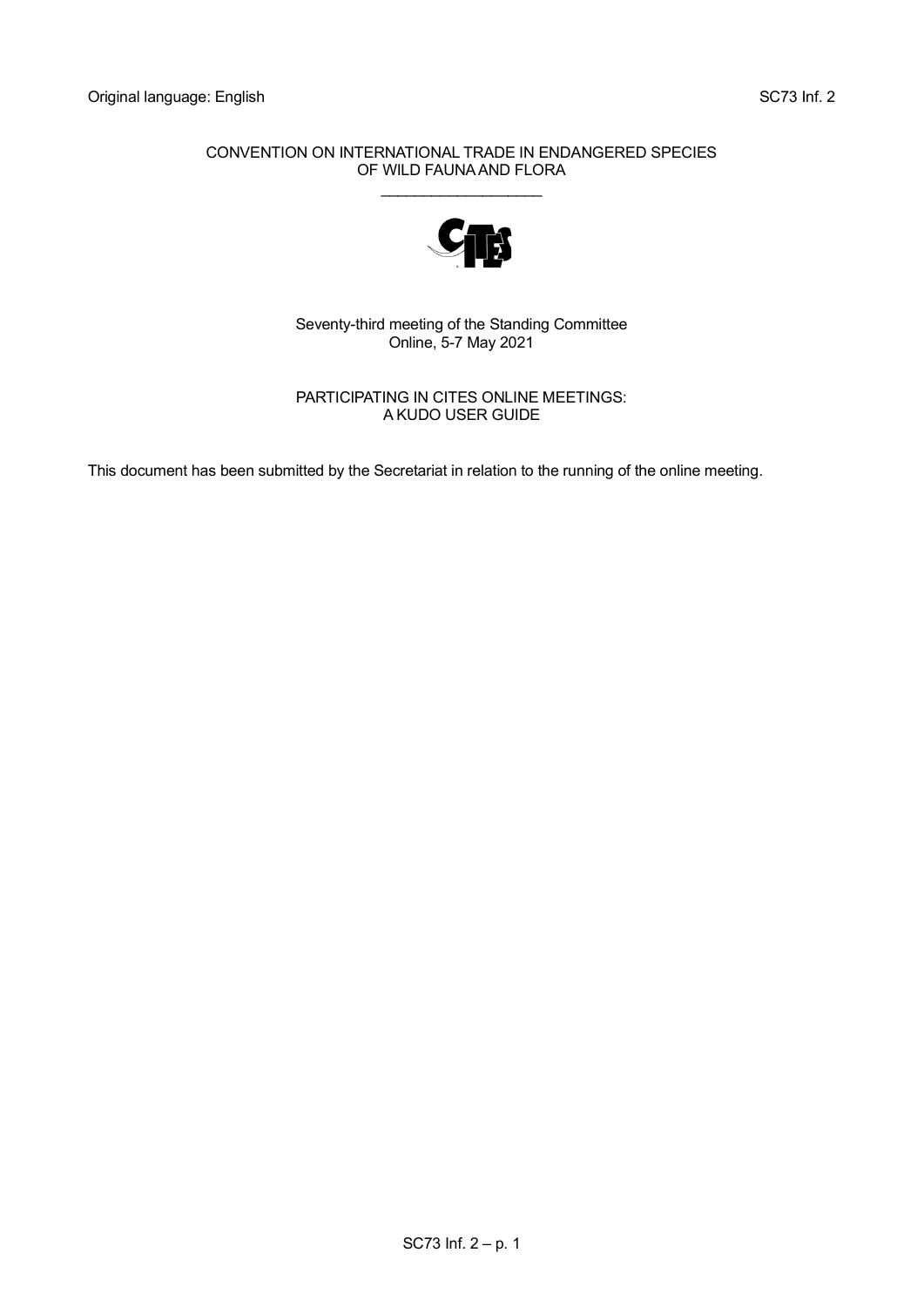Original language: English

SC73 Inf. 2

CONVENTION ON INTERNATIONAL TRADE IN ENDANGERED SPECIES OF WILD FAUNA AND FLORA

\_\_\_\_\_\_\_\_\_\_\_\_\_\_\_\_\_\_\_\_

Seventy-third meeting of the Standing Committee
Online, 5-7 May 2021

PARTICIPATING IN CITES ONLINE MEETINGS:
A KUDO USER GUIDE

This document has been submitted by the Secretariat in relation to the running of the online meeting.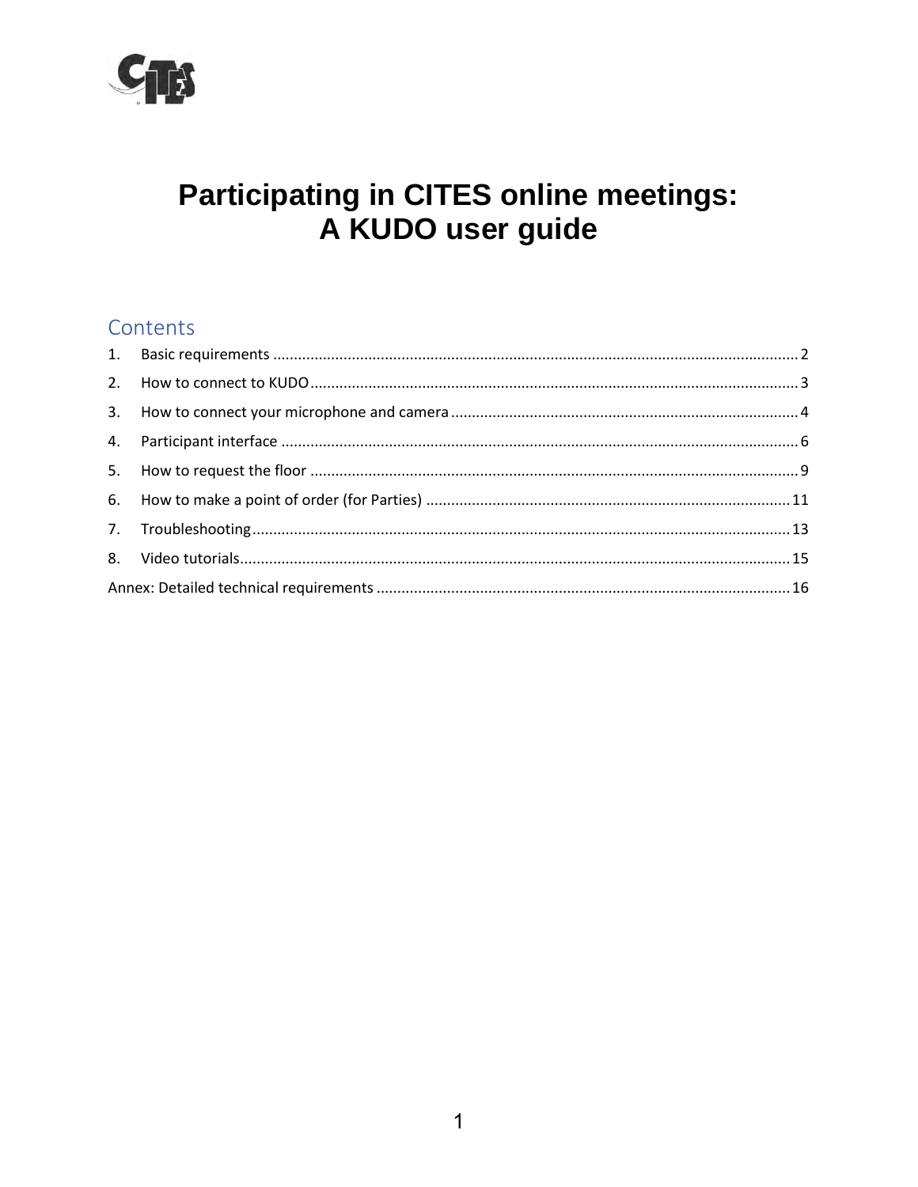# Participating in CITES online meetings: A KUDO user guide

## Contents

1. Basic requirements .......... 2
2. How to connect to KUDO .......... 3
3. How to connect your microphone and camera .......... 4
4. Participant interface .......... 6
5. How to request the floor .......... 9
6. How to make a point of order (for Parties) .......... 11
7. Troubleshooting .......... 13
8. Video tutorials .......... 15

Annex: Detailed technical requirements .......... 16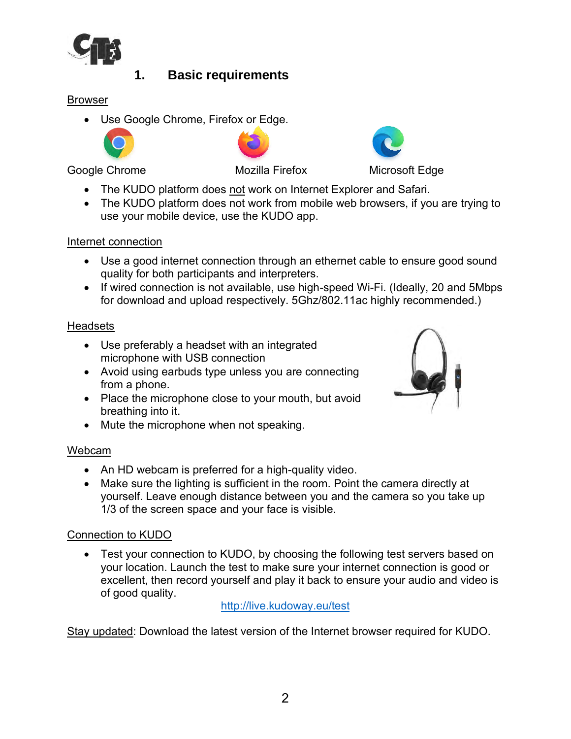# 1. Basic requirements

Browser

- Use Google Chrome, Firefox or Edge.

Google Chrome    Mozilla Firefox    Microsoft Edge

- The KUDO platform does not work on Internet Explorer and Safari.
- The KUDO platform does not work from mobile web browsers, if you are trying to use your mobile device, use the KUDO app.

Internet connection

- Use a good internet connection through an ethernet cable to ensure good sound quality for both participants and interpreters.
- If wired connection is not available, use high-speed Wi-Fi. (Ideally, 20 and 5Mbps for download and upload respectively. 5Ghz/802.11ac highly recommended.)

Headsets

- Use preferably a headset with an integrated microphone with USB connection
- Avoid using earbuds type unless you are connecting from a phone.
- Place the microphone close to your mouth, but avoid breathing into it.
- Mute the microphone when not speaking.

Webcam

- An HD webcam is preferred for a high-quality video.
- Make sure the lighting is sufficient in the room. Point the camera directly at yourself. Leave enough distance between you and the camera so you take up 1/3 of the screen space and your face is visible.

Connection to KUDO

- Test your connection to KUDO, by choosing the following test servers based on your location. Launch the test to make sure your internet connection is good or excellent, then record yourself and play it back to ensure your audio and video is of good quality.

http://live.kudoway.eu/test

Stay updated: Download the latest version of the Internet browser required for KUDO.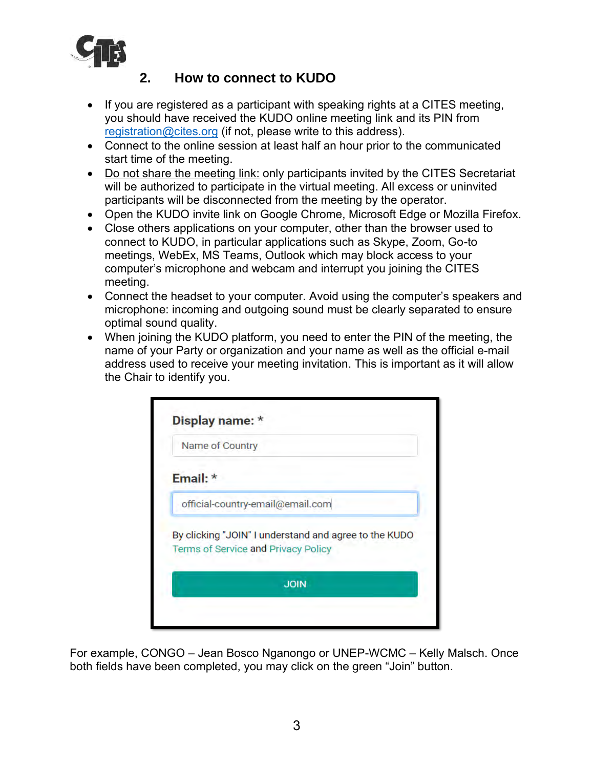## 2. How to connect to KUDO

- If you are registered as a participant with speaking rights at a CITES meeting, you should have received the KUDO online meeting link and its PIN from registration@cites.org (if not, please write to this address).
- Connect to the online session at least half an hour prior to the communicated start time of the meeting.
- Do not share the meeting link: only participants invited by the CITES Secretariat will be authorized to participate in the virtual meeting. All excess or uninvited participants will be disconnected from the meeting by the operator.
- Open the KUDO invite link on Google Chrome, Microsoft Edge or Mozilla Firefox.
- Close others applications on your computer, other than the browser used to connect to KUDO, in particular applications such as Skype, Zoom, Go-to meetings, WebEx, MS Teams, Outlook which may block access to your computer's microphone and webcam and interrupt you joining the CITES meeting.
- Connect the headset to your computer. Avoid using the computer's speakers and microphone: incoming and outgoing sound must be clearly separated to ensure optimal sound quality.
- When joining the KUDO platform, you need to enter the PIN of the meeting, the name of your Party or organization and your name as well as the official e-mail address used to receive your meeting invitation. This is important as it will allow the Chair to identify you.

Display name: *

Name of Country

Email: *

official-country-email@email.com

By clicking "JOIN" I understand and agree to the KUDO Terms of Service and Privacy Policy

JOIN

For example, CONGO – Jean Bosco Nganongo or UNEP-WCMC – Kelly Malsch. Once both fields have been completed, you may click on the green "Join" button.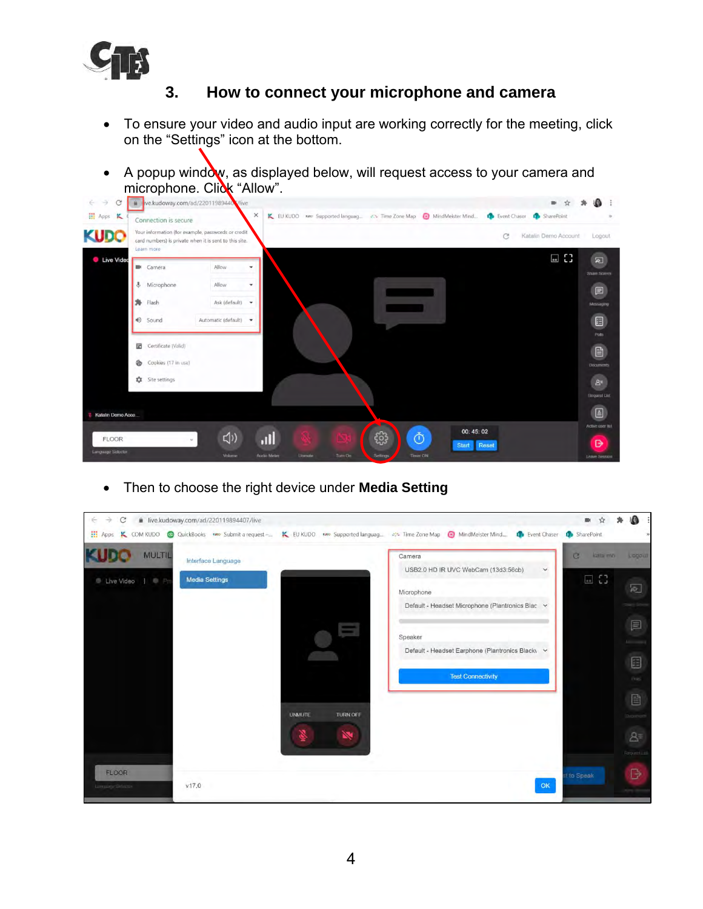## 3. How to connect your microphone and camera

- To ensure your video and audio input are working correctly for the meeting, click on the “Settings” icon at the bottom.
- A popup window, as displayed below, will request access to your camera and microphone. Click “Allow”.

- Then to choose the right device under **Media Setting**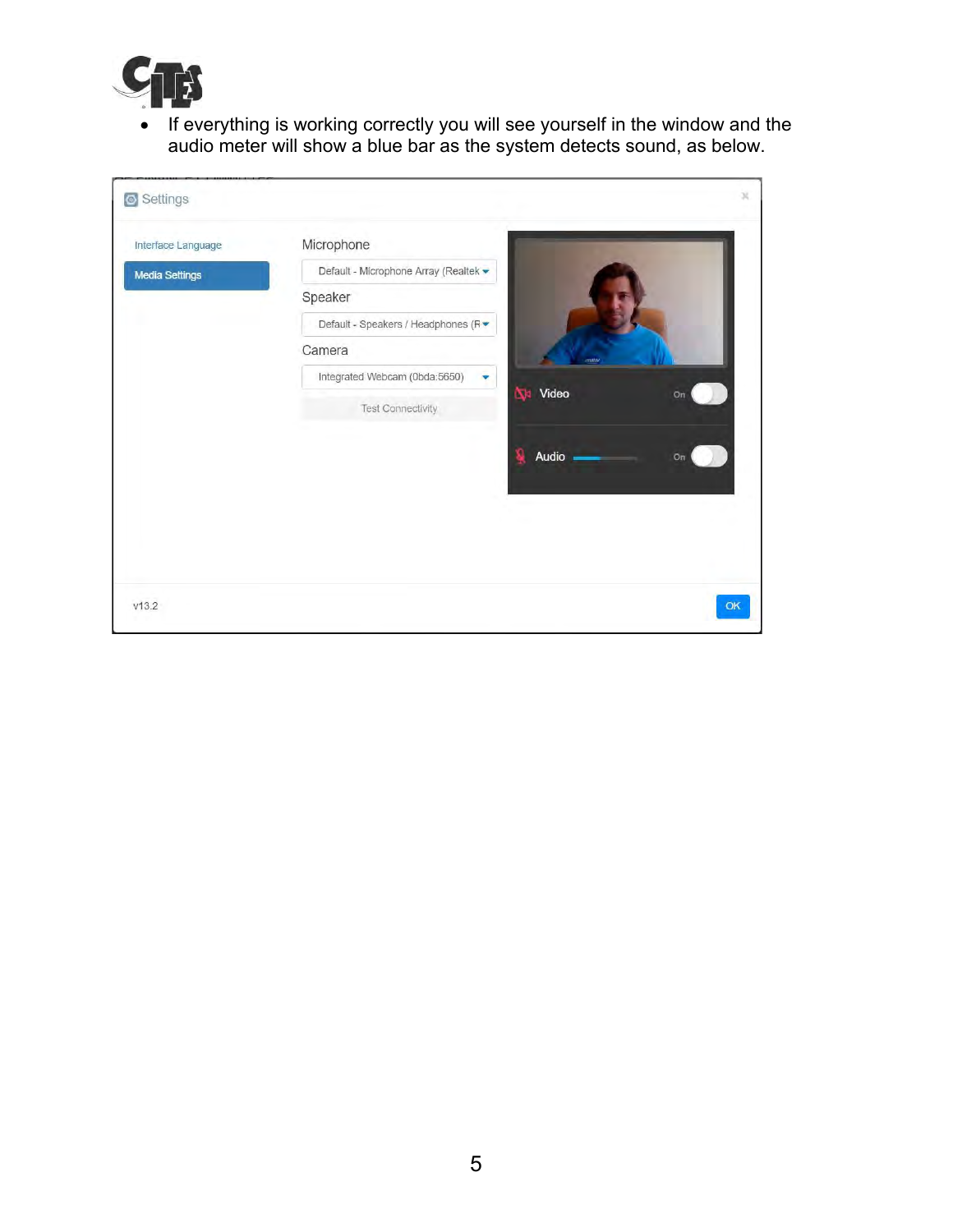- If everything is working correctly you will see yourself in the window and the audio meter will show a blue bar as the system detects sound, as below.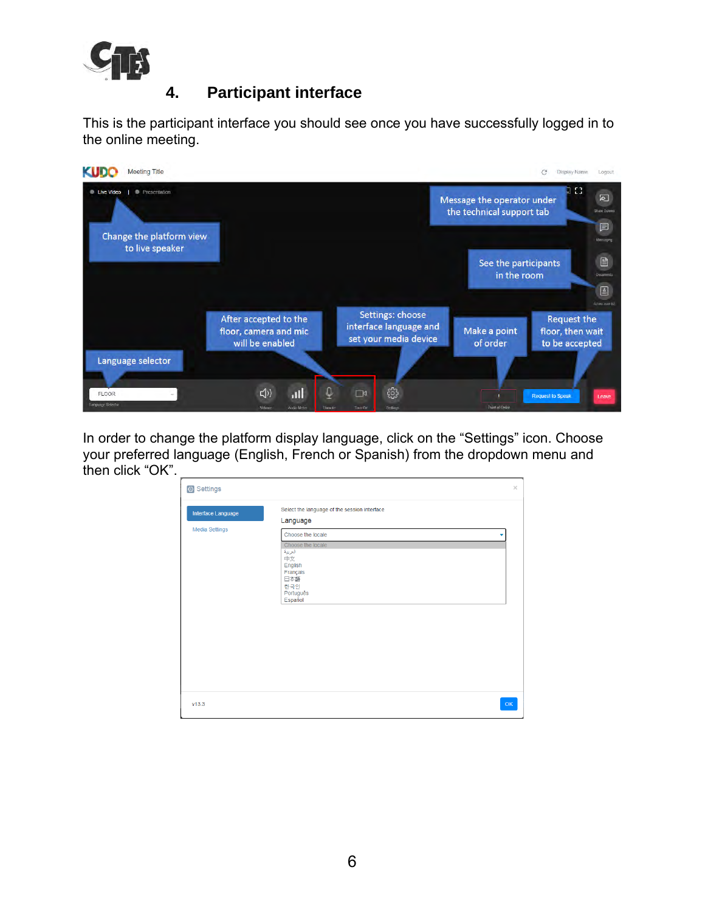## 4. Participant interface

This is the participant interface you should see once you have successfully logged in to the online meeting.

In order to change the platform display language, click on the “Settings” icon. Choose your preferred language (English, French or Spanish) from the dropdown menu and then click “OK”.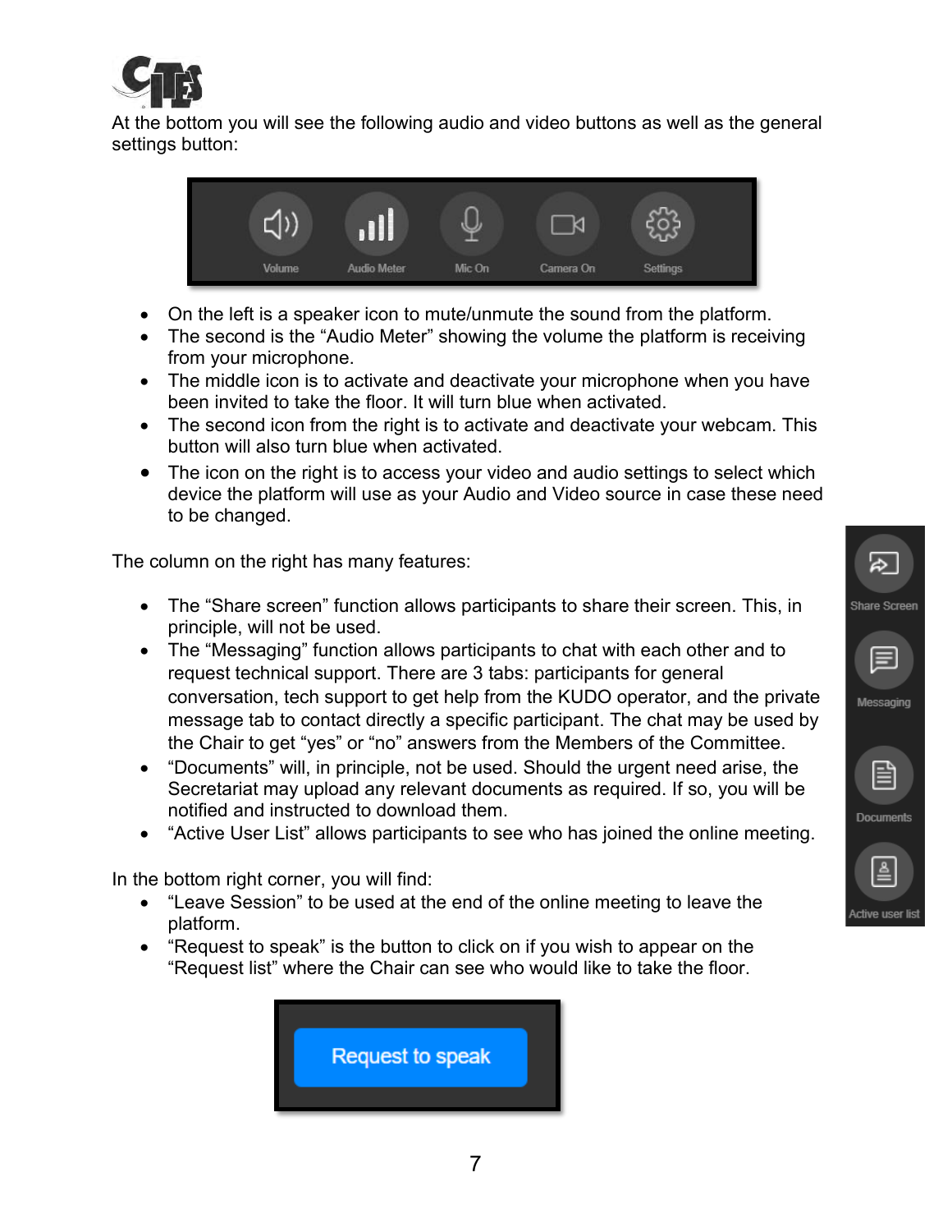At the bottom you will see the following audio and video buttons as well as the general settings button:

- On the left is a speaker icon to mute/unmute the sound from the platform.
- The second is the “Audio Meter” showing the volume the platform is receiving from your microphone.
- The middle icon is to activate and deactivate your microphone when you have been invited to take the floor. It will turn blue when activated.
- The second icon from the right is to activate and deactivate your webcam. This button will also turn blue when activated.
- The icon on the right is to access your video and audio settings to select which device the platform will use as your Audio and Video source in case these need to be changed.

The column on the right has many features:

- The “Share screen” function allows participants to share their screen. This, in principle, will not be used.
- The “Messaging” function allows participants to chat with each other and to request technical support. There are 3 tabs: participants for general conversation, tech support to get help from the KUDO operator, and the private message tab to contact directly a specific participant. The chat may be used by the Chair to get “yes” or “no” answers from the Members of the Committee.
- “Documents” will, in principle, not be used. Should the urgent need arise, the Secretariat may upload any relevant documents as required. If so, you will be notified and instructed to download them.
- “Active User List” allows participants to see who has joined the online meeting.

In the bottom right corner, you will find:

- “Leave Session” to be used at the end of the online meeting to leave the platform.
- “Request to speak” is the button to click on if you wish to appear on the “Request list” where the Chair can see who would like to take the floor.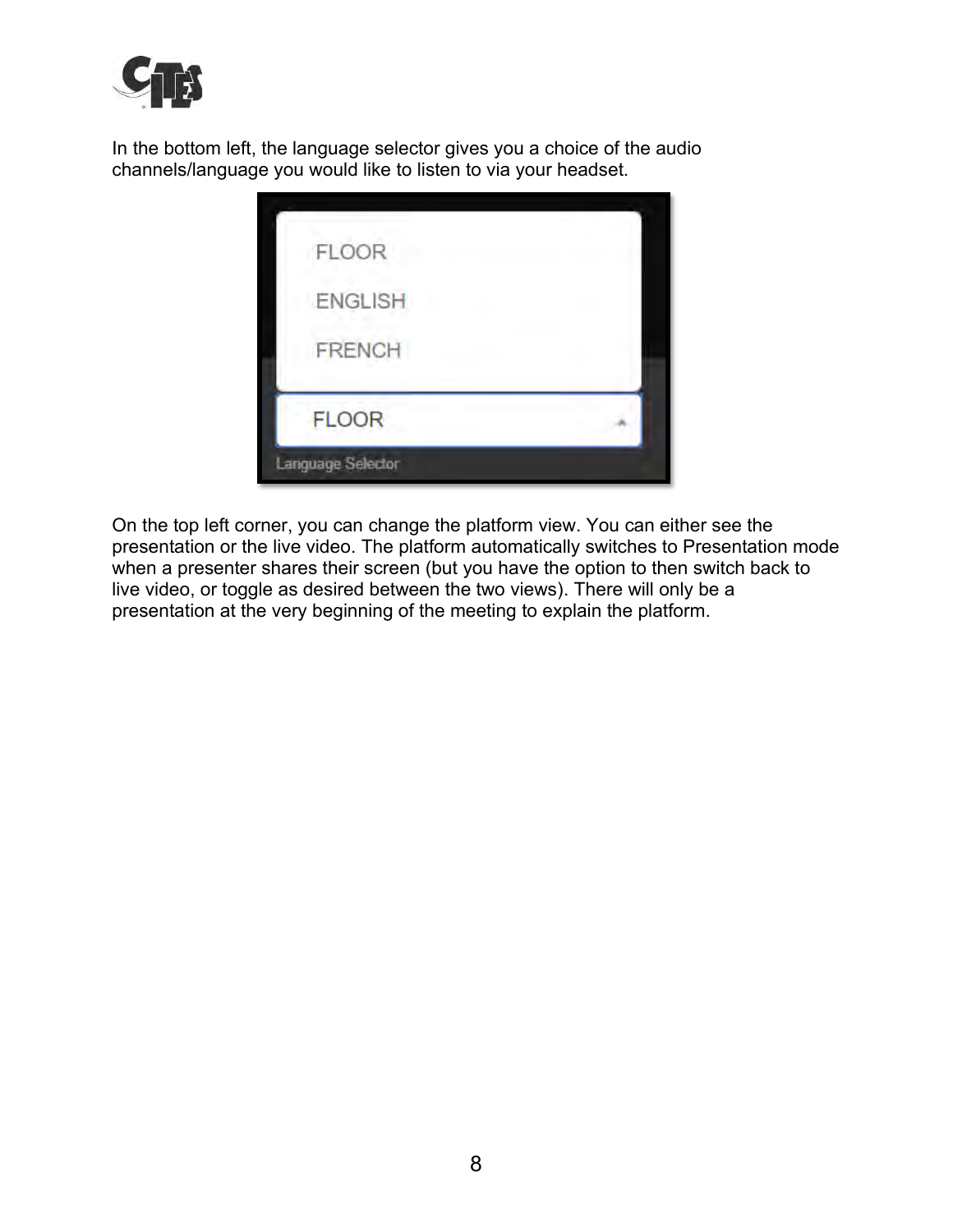In the bottom left, the language selector gives you a choice of the audio channels/language you would like to listen to via your headset.

On the top left corner, you can change the platform view. You can either see the presentation or the live video. The platform automatically switches to Presentation mode when a presenter shares their screen (but you have the option to then switch back to live video, or toggle as desired between the two views). There will only be a presentation at the very beginning of the meeting to explain the platform.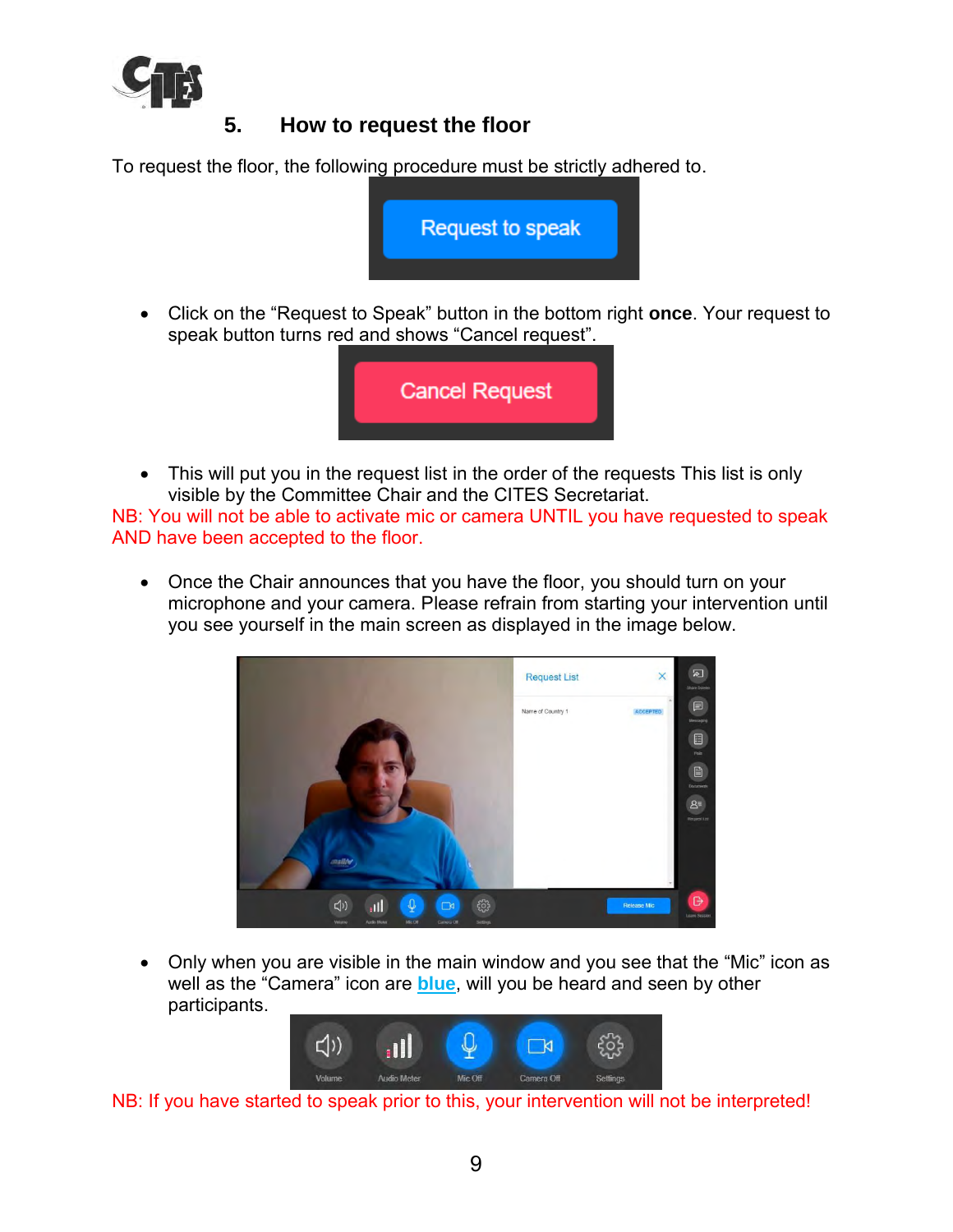## 5. How to request the floor

To request the floor, the following procedure must be strictly adhered to.

- Click on the “Request to Speak” button in the bottom right **once**. Your request to speak button turns red and shows “Cancel request”.

- This will put you in the request list in the order of the requests This list is only visible by the Committee Chair and the CITES Secretariat.

NB: You will not be able to activate mic or camera UNTIL you have requested to speak AND have been accepted to the floor.

- Once the Chair announces that you have the floor, you should turn on your microphone and your camera. Please refrain from starting your intervention until you see yourself in the main screen as displayed in the image below.

- Only when you are visible in the main window and you see that the “Mic” icon as well as the “Camera” icon are **blue**, will you be heard and seen by other participants.

NB: If you have started to speak prior to this, your intervention will not be interpreted!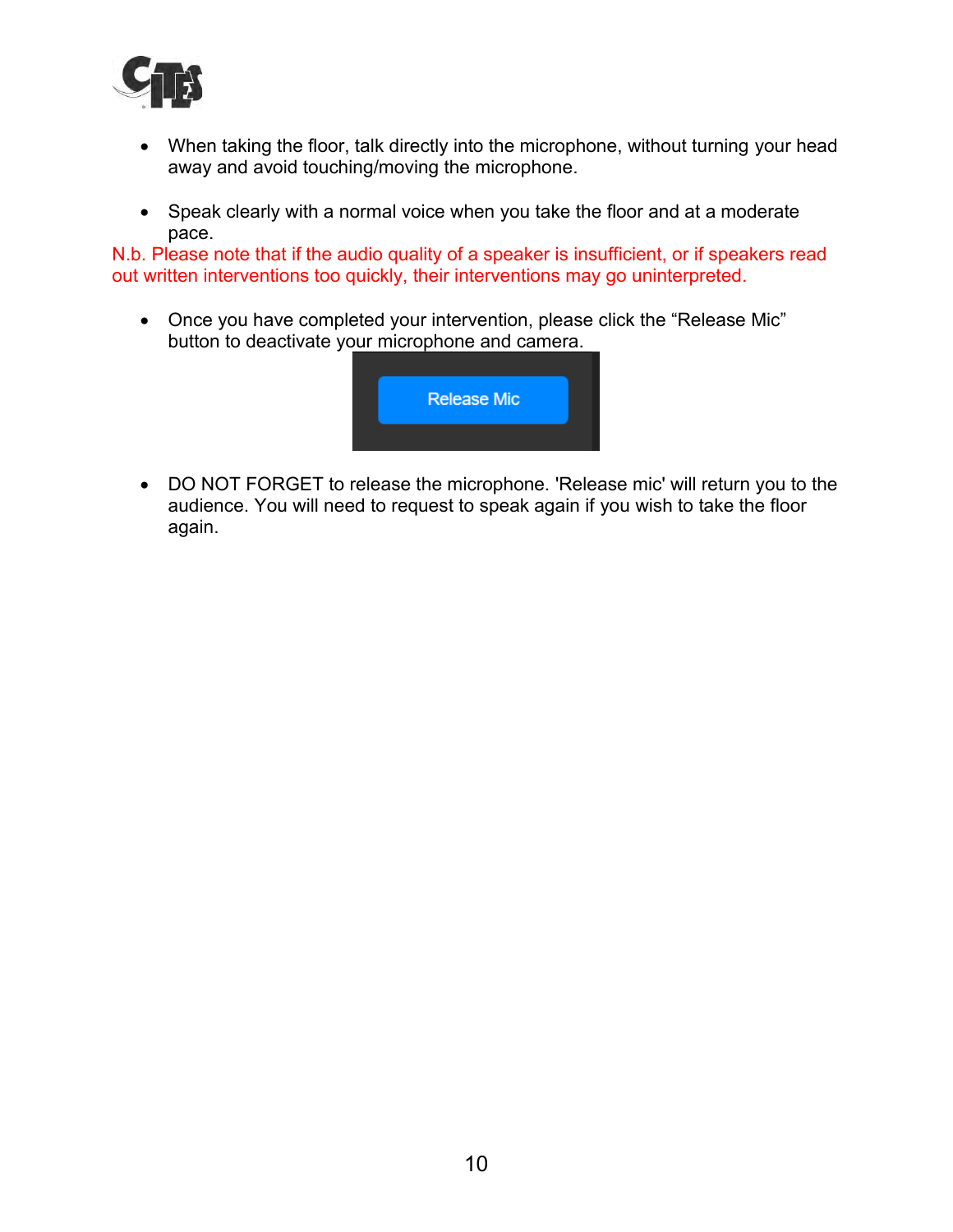- When taking the floor, talk directly into the microphone, without turning your head away and avoid touching/moving the microphone.

- Speak clearly with a normal voice when you take the floor and at a moderate pace.

N.b. Please note that if the audio quality of a speaker is insufficient, or if speakers read out written interventions too quickly, their interventions may go uninterpreted.

- Once you have completed your intervention, please click the "Release Mic" button to deactivate your microphone and camera.

Release Mic

- DO NOT FORGET to release the microphone. 'Release mic' will return you to the audience. You will need to request to speak again if you wish to take the floor again.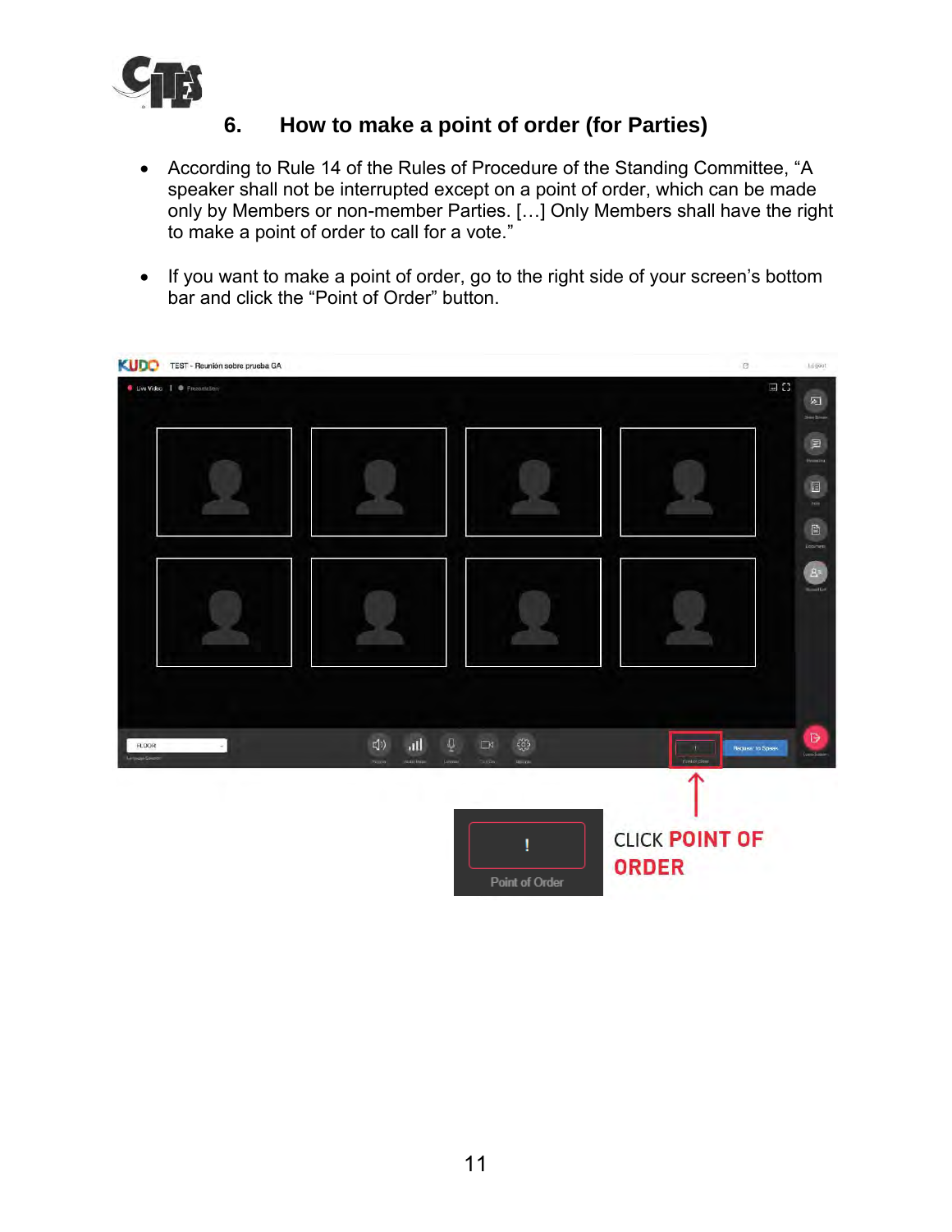## 6. How to make a point of order (for Parties)

- According to Rule 14 of the Rules of Procedure of the Standing Committee, "A speaker shall not be interrupted except on a point of order, which can be made only by Members or non-member Parties. […] Only Members shall have the right to make a point of order to call for a vote."

- If you want to make a point of order, go to the right side of your screen's bottom bar and click the "Point of Order" button.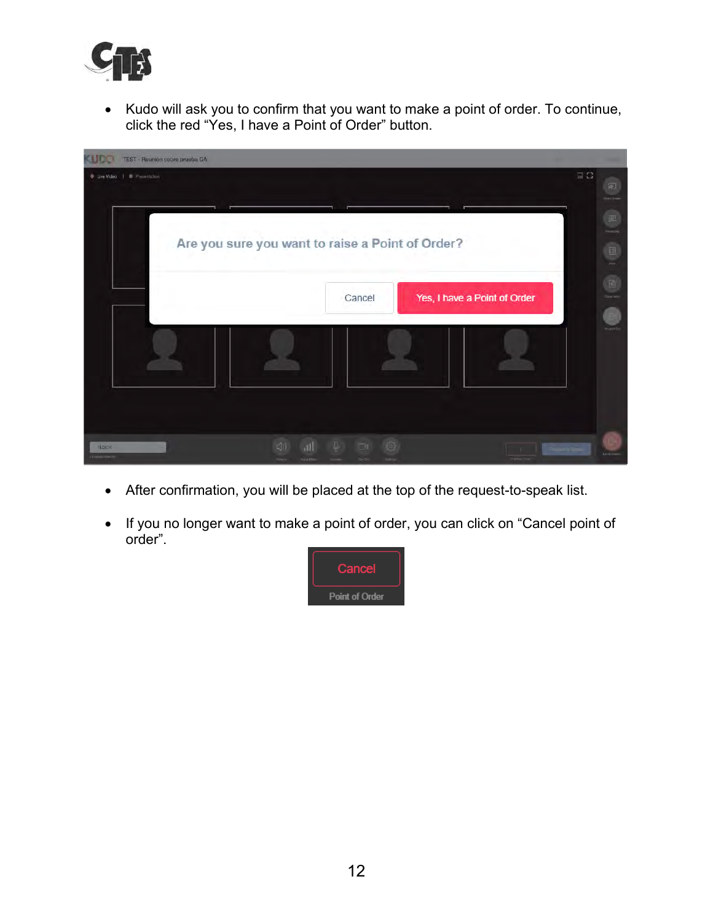- Kudo will ask you to confirm that you want to make a point of order. To continue, click the red “Yes, I have a Point of Order” button.

- After confirmation, you will be placed at the top of the request-to-speak list.

- If you no longer want to make a point of order, you can click on “Cancel point of order”.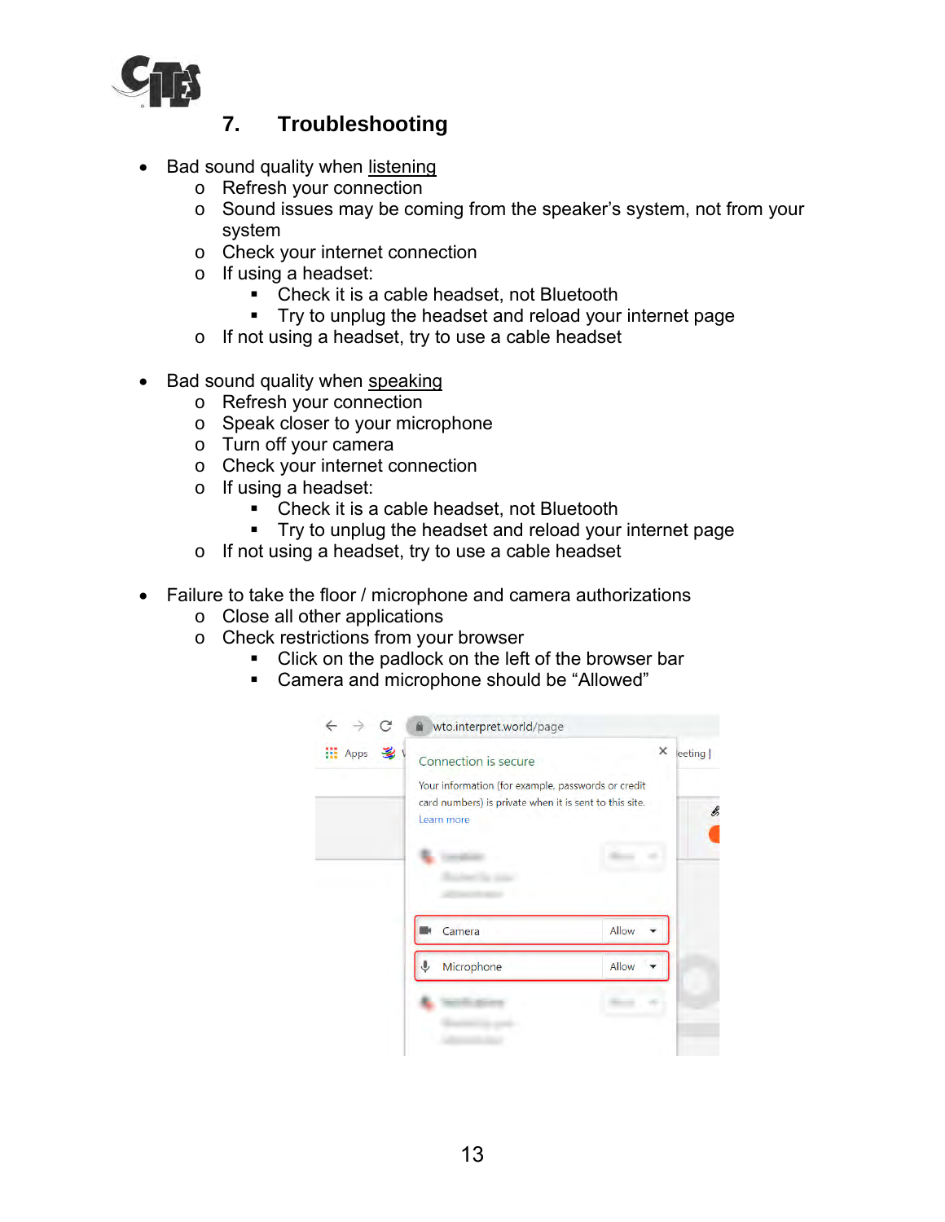## 7. Troubleshooting

- Bad sound quality when <u>listening</u>
  - Refresh your connection
  - Sound issues may be coming from the speaker's system, not from your system
  - Check your internet connection
  - If using a headset:
    - Check it is a cable headset, not Bluetooth
    - Try to unplug the headset and reload your internet page
  - If not using a headset, try to use a cable headset

- Bad sound quality when <u>speaking</u>
  - Refresh your connection
  - Speak closer to your microphone
  - Turn off your camera
  - Check your internet connection
  - If using a headset:
    - Check it is a cable headset, not Bluetooth
    - Try to unplug the headset and reload your internet page
  - If not using a headset, try to use a cable headset

- Failure to take the floor / microphone and camera authorizations
  - Close all other applications
  - Check restrictions from your browser
    - Click on the padlock on the left of the browser bar
    - Camera and microphone should be "Allowed"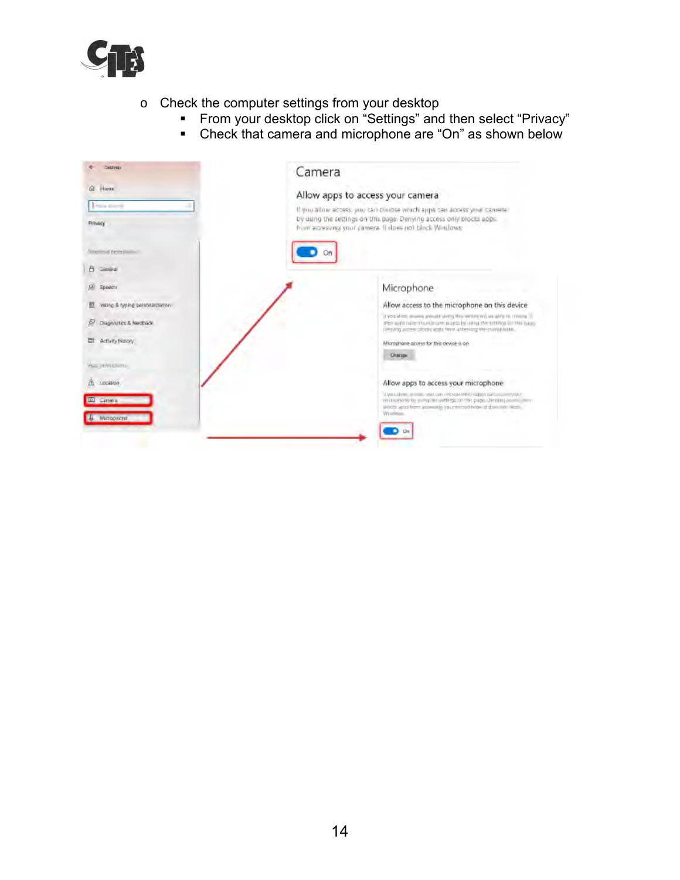- Check the computer settings from your desktop
  - From your desktop click on “Settings” and then select “Privacy”
  - Check that camera and microphone are “On” as shown below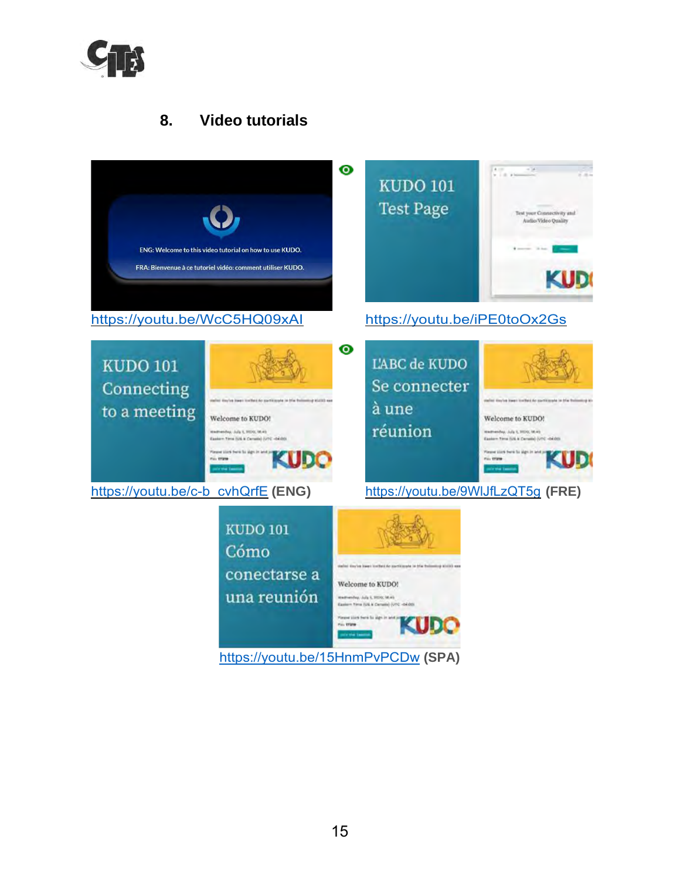## 8. Video tutorials

https://youtu.be/WcC5HQ09xAI

https://youtu.be/iPE0toOx2Gs

https://youtu.be/c-b_cvhQrfE **(ENG)**

https://youtu.be/9WlJfLzQT5g **(FRE)**

https://youtu.be/15HnmPvPCDw **(SPA)**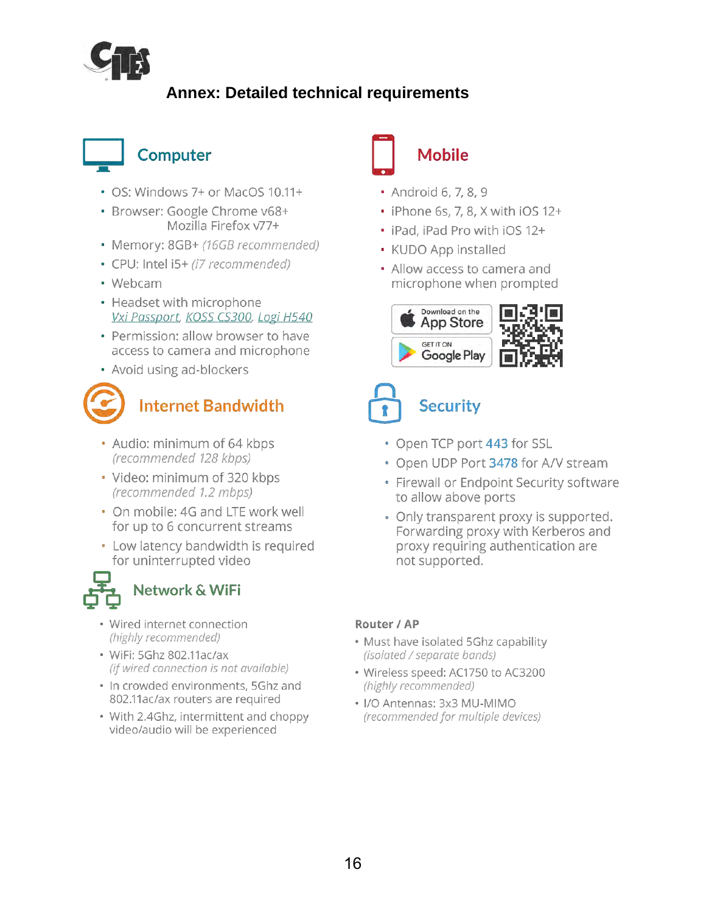# Annex: Detailed technical requirements

## Computer

- OS: Windows 7+ or MacOS 10.11+
- Browser: Google Chrome v68+
  Mozilla Firefox v77+
- Memory: 8GB+ *(16GB recommended)*
- CPU: Intel i5+ *(i7 recommended)*
- Webcam
- Headset with microphone
  Vxi Passport, KOSS CS300, Logi H540
- Permission: allow browser to have access to camera and microphone
- Avoid using ad-blockers

## Mobile

- Android 6, 7, 8, 9
- iPhone 6s, 7, 8, X with iOS 12+
- iPad, iPad Pro with iOS 12+
- KUDO App installed
- Allow access to camera and microphone when prompted

Download on the App Store

GET IT ON Google Play

## Internet Bandwidth

- Audio: minimum of 64 kbps
  *(recommended 128 kbps)*
- Video: minimum of 320 kbps
  *(recommended 1.2 mbps)*
- On mobile: 4G and LTE work well for up to 6 concurrent streams
- Low latency bandwidth is required for uninterrupted video

## Security

- Open TCP port 443 for SSL
- Open UDP Port 3478 for A/V stream
- Firewall or Endpoint Security software to allow above ports
- Only transparent proxy is supported. Forwarding proxy with Kerberos and proxy requiring authentication are not supported.

## Network & WiFi

- Wired internet connection
  *(highly recommended)*
- WiFi: 5Ghz 802.11ac/ax
  *(if wired connection is not available)*
- In crowded environments, 5Ghz and 802.11ac/ax routers are required
- With 2.4Ghz, intermittent and choppy video/audio will be experienced

**Router / AP**

- Must have isolated 5Ghz capability
  *(isolated / separate bands)*
- Wireless speed: AC1750 to AC3200
  *(highly recommended)*
- I/O Antennas: 3x3 MU-MIMO
  *(recommended for multiple devices)*